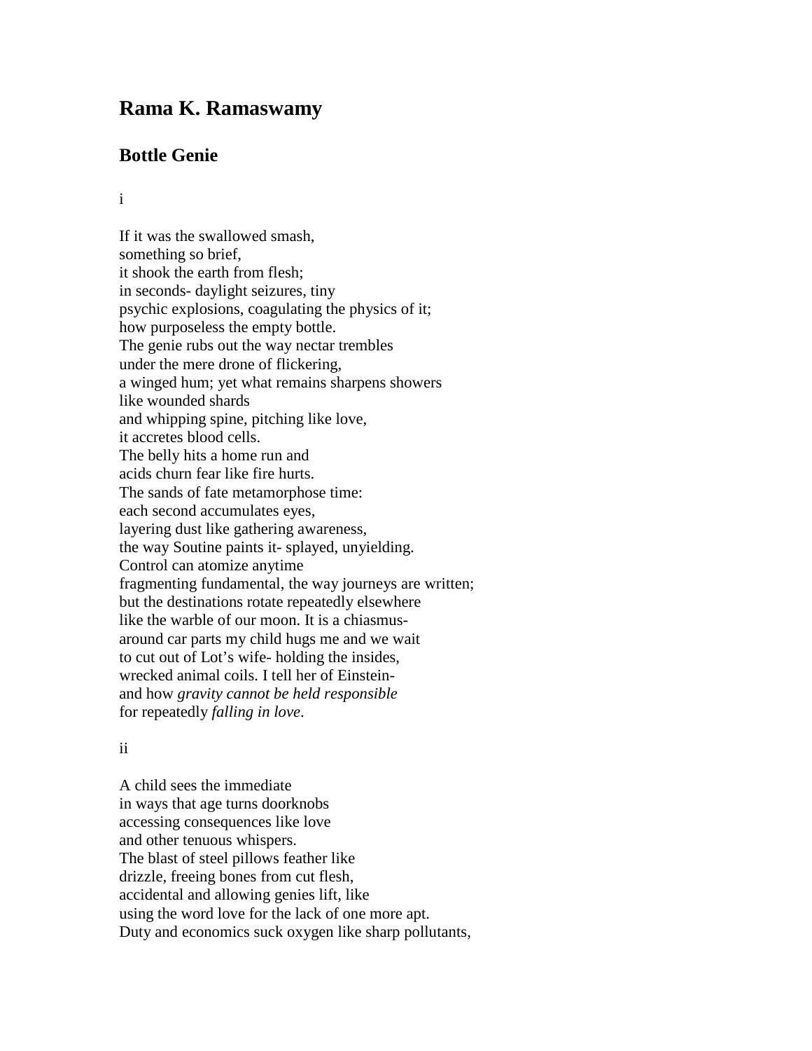# Rama K. Ramaswamy

## Bottle Genie

i

If it was the swallowed smash,  
something so brief,  
it shook the earth from flesh;  
in seconds- daylight seizures, tiny  
psychic explosions, coagulating the physics of it;  
how purposeless the empty bottle.  
The genie rubs out the way nectar trembles  
under the mere drone of flickering,  
a winged hum; yet what remains sharpens showers  
like wounded shards  
and whipping spine, pitching like love,  
it accretes blood cells.  
The belly hits a home run and  
acids churn fear like fire hurts.  
The sands of fate metamorphose time:  
each second accumulates eyes,  
layering dust like gathering awareness,  
the way Soutine paints it- splayed, unyielding.  
Control can atomize anytime  
fragmenting fundamental, the way journeys are written;  
but the destinations rotate repeatedly elsewhere  
like the warble of our moon. It is a chiasmus-  
around car parts my child hugs me and we wait  
to cut out of Lot's wife- holding the insides,  
wrecked animal coils. I tell her of Einstein-  
and how *gravity cannot be held responsible*  
for repeatedly *falling in love*.

ii

A child sees the immediate  
in ways that age turns doorknobs  
accessing consequences like love  
and other tenuous whispers.  
The blast of steel pillows feather like  
drizzle, freeing bones from cut flesh,  
accidental and allowing genies lift, like  
using the word love for the lack of one more apt.  
Duty and economics suck oxygen like sharp pollutants,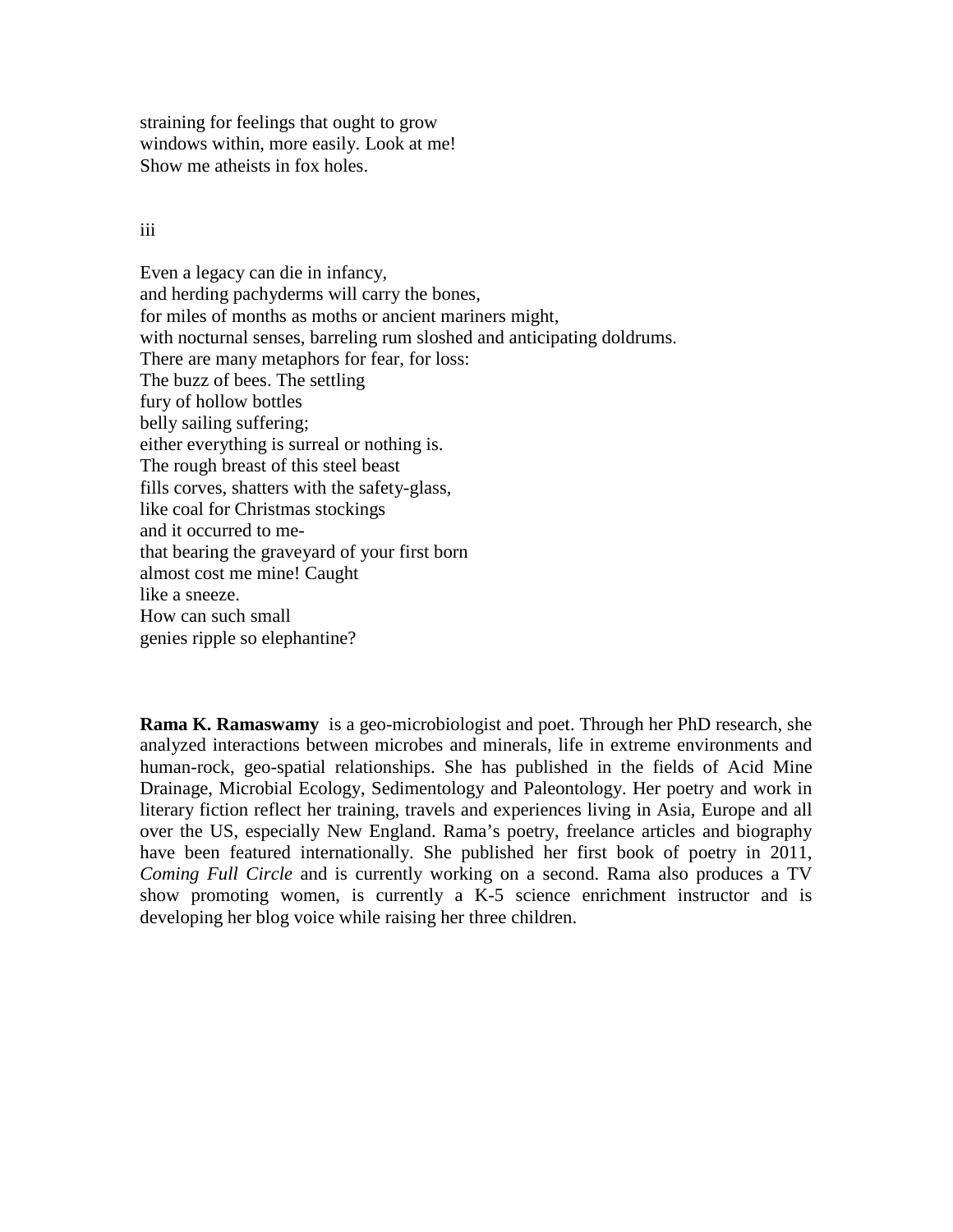straining for feelings that ought to grow  
windows within, more easily. Look at me!  
Show me atheists in fox holes.

iii

Even a legacy can die in infancy,  
and herding pachyderms will carry the bones,  
for miles of months as moths or ancient mariners might,  
with nocturnal senses, barreling rum sloshed and anticipating doldrums.  
There are many metaphors for fear, for loss:  
The buzz of bees. The settling  
fury of hollow bottles  
belly sailing suffering;  
either everything is surreal or nothing is.  
The rough breast of this steel beast  
fills corves, shatters with the safety-glass,  
like coal for Christmas stockings  
and it occurred to me-  
that bearing the graveyard of your first born  
almost cost me mine! Caught  
like a sneeze.  
How can such small  
genies ripple so elephantine?

**Rama K. Ramaswamy** is a geo-microbiologist and poet. Through her PhD research, she analyzed interactions between microbes and minerals, life in extreme environments and human-rock, geo-spatial relationships. She has published in the fields of Acid Mine Drainage, Microbial Ecology, Sedimentology and Paleontology. Her poetry and work in literary fiction reflect her training, travels and experiences living in Asia, Europe and all over the US, especially New England. Rama's poetry, freelance articles and biography have been featured internationally. She published her first book of poetry in 2011, *Coming Full Circle* and is currently working on a second. Rama also produces a TV show promoting women, is currently a K-5 science enrichment instructor and is developing her blog voice while raising her three children.